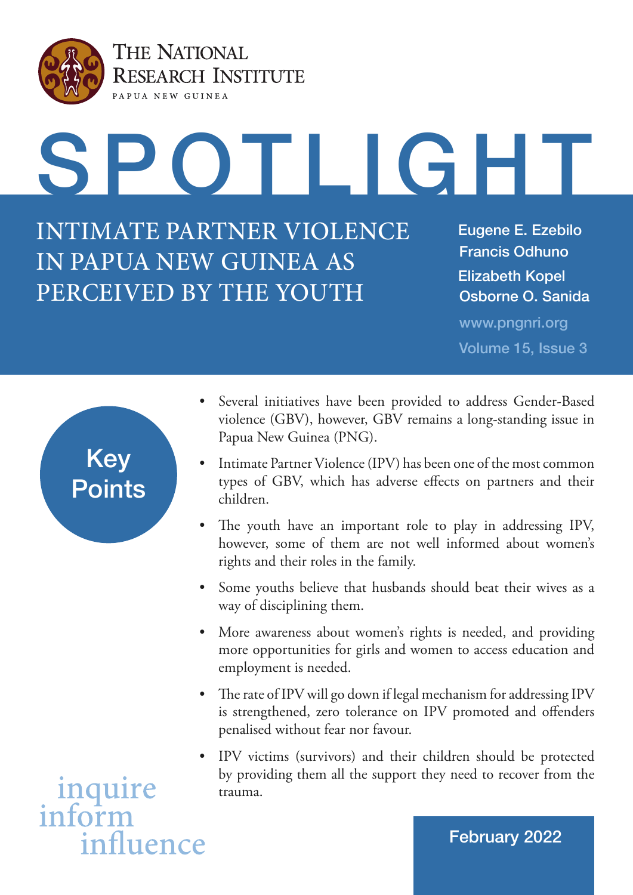THE NATIONAL RESEARCH INSTITUTE
PAPUA NEW GUINEA

# SPOTLIGHT

## INTIMATE PARTNER VIOLENCE IN PAPUA NEW GUINEA AS PERCEIVED BY THE YOUTH

Eugene E. Ezebilo
Francis Odhuno
Elizabeth Kopel
Osborne O. Sanida

www.pngnri.org

Volume 15, Issue 3

### Key Points

- Several initiatives have been provided to address Gender-Based violence (GBV), however, GBV remains a long-standing issue in Papua New Guinea (PNG).
- Intimate Partner Violence (IPV) has been one of the most common types of GBV, which has adverse effects on partners and their children.
- The youth have an important role to play in addressing IPV, however, some of them are not well informed about women's rights and their roles in the family.
- Some youths believe that husbands should beat their wives as a way of disciplining them.
- More awareness about women's rights is needed, and providing more opportunities for girls and women to access education and employment is needed.
- The rate of IPV will go down if legal mechanism for addressing IPV is strengthened, zero tolerance on IPV promoted and offenders penalised without fear nor favour.
- IPV victims (survivors) and their children should be protected by providing them all the support they need to recover from the trauma.

inquire
inform
influence

February 2022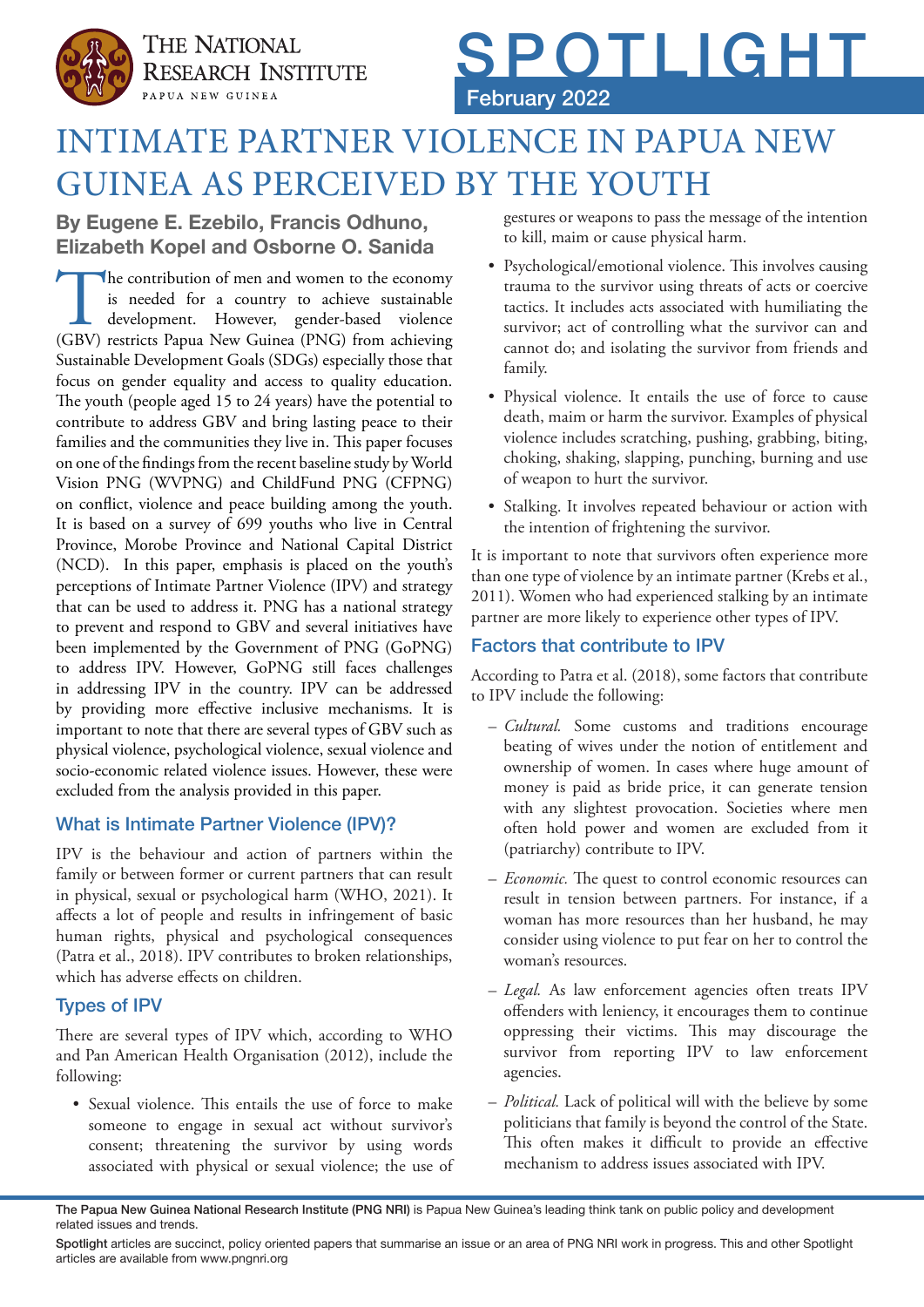# INTIMATE PARTNER VIOLENCE IN PAPUA NEW GUINEA AS PERCEIVED BY THE YOUTH

**By Eugene E. Ezebilo, Francis Odhuno, Elizabeth Kopel and Osborne O. Sanida**

The contribution of men and women to the economy is needed for a country to achieve sustainable development. However, gender-based violence (GBV) restricts Papua New Guinea (PNG) from achieving Sustainable Development Goals (SDGs) especially those that focus on gender equality and access to quality education. The youth (people aged 15 to 24 years) have the potential to contribute to address GBV and bring lasting peace to their families and the communities they live in. This paper focuses on one of the findings from the recent baseline study by World Vision PNG (WVPNG) and ChildFund PNG (CFPNG) on conflict, violence and peace building among the youth. It is based on a survey of 699 youths who live in Central Province, Morobe Province and National Capital District (NCD). In this paper, emphasis is placed on the youth's perceptions of Intimate Partner Violence (IPV) and strategy that can be used to address it. PNG has a national strategy to prevent and respond to GBV and several initiatives have been implemented by the Government of PNG (GoPNG) to address IPV. However, GoPNG still faces challenges in addressing IPV in the country. IPV can be addressed by providing more effective inclusive mechanisms. It is important to note that there are several types of GBV such as physical violence, psychological violence, sexual violence and socio-economic related violence issues. However, these were excluded from the analysis provided in this paper.

## What is Intimate Partner Violence (IPV)?

IPV is the behaviour and action of partners within the family or between former or current partners that can result in physical, sexual or psychological harm (WHO, 2021). It affects a lot of people and results in infringement of basic human rights, physical and psychological consequences (Patra et al., 2018). IPV contributes to broken relationships, which has adverse effects on children.

## Types of IPV

There are several types of IPV which, according to WHO and Pan American Health Organisation (2012), include the following:

- Sexual violence. This entails the use of force to make someone to engage in sexual act without survivor's consent; threatening the survivor by using words associated with physical or sexual violence; the use of gestures or weapons to pass the message of the intention to kill, maim or cause physical harm.
- Psychological/emotional violence. This involves causing trauma to the survivor using threats of acts or coercive tactics. It includes acts associated with humiliating the survivor; act of controlling what the survivor can and cannot do; and isolating the survivor from friends and family.
- Physical violence. It entails the use of force to cause death, maim or harm the survivor. Examples of physical violence includes scratching, pushing, grabbing, biting, choking, shaking, slapping, punching, burning and use of weapon to hurt the survivor.
- Stalking. It involves repeated behaviour or action with the intention of frightening the survivor.

It is important to note that survivors often experience more than one type of violence by an intimate partner (Krebs et al., 2011). Women who had experienced stalking by an intimate partner are more likely to experience other types of IPV.

## Factors that contribute to IPV

According to Patra et al. (2018), some factors that contribute to IPV include the following:

- *Cultural.* Some customs and traditions encourage beating of wives under the notion of entitlement and ownership of women. In cases where huge amount of money is paid as bride price, it can generate tension with any slightest provocation. Societies where men often hold power and women are excluded from it (patriarchy) contribute to IPV.
- *Economic.* The quest to control economic resources can result in tension between partners. For instance, if a woman has more resources than her husband, he may consider using violence to put fear on her to control the woman's resources.
- *Legal.* As law enforcement agencies often treats IPV offenders with leniency, it encourages them to continue oppressing their victims. This may discourage the survivor from reporting IPV to law enforcement agencies.
- *Political.* Lack of political will with the believe by some politicians that family is beyond the control of the State. This often makes it difficult to provide an effective mechanism to address issues associated with IPV.

The Papua New Guinea National Research Institute (PNG NRI) is Papua New Guinea's leading think tank on public policy and development related issues and trends.

Spotlight articles are succinct, policy oriented papers that summarise an issue or an area of PNG NRI work in progress. This and other Spotlight articles are available from www.pngnri.org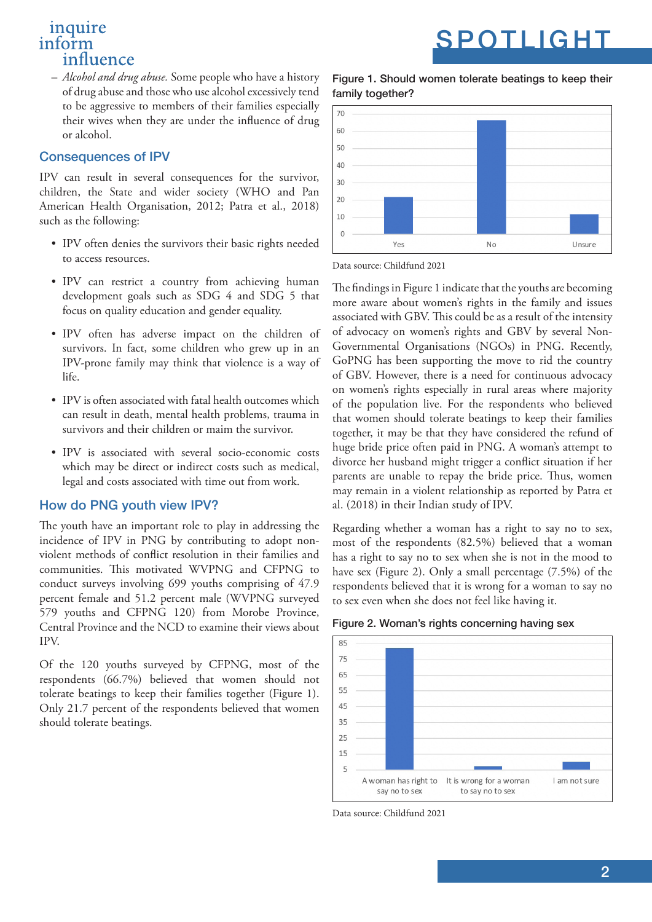– *Alcohol and drug abuse.* Some people who have a history of drug abuse and those who use alcohol excessively tend to be aggressive to members of their families especially their wives when they are under the influence of drug or alcohol.

## Consequences of IPV

IPV can result in several consequences for the survivor, children, the State and wider society (WHO and Pan American Health Organisation, 2012; Patra et al., 2018) such as the following:

- IPV often denies the survivors their basic rights needed to access resources.
- IPV can restrict a country from achieving human development goals such as SDG 4 and SDG 5 that focus on quality education and gender equality.
- IPV often has adverse impact on the children of survivors. In fact, some children who grew up in an IPV-prone family may think that violence is a way of life.
- IPV is often associated with fatal health outcomes which can result in death, mental health problems, trauma in survivors and their children or maim the survivor.
- IPV is associated with several socio-economic costs which may be direct or indirect costs such as medical, legal and costs associated with time out from work.

## How do PNG youth view IPV?

The youth have an important role to play in addressing the incidence of IPV in PNG by contributing to adopt non-violent methods of conflict resolution in their families and communities. This motivated WVPNG and CFPNG to conduct surveys involving 699 youths comprising of 47.9 percent female and 51.2 percent male (WVPNG surveyed 579 youths and CFPNG 120) from Morobe Province, Central Province and the NCD to examine their views about IPV.

Of the 120 youths surveyed by CFPNG, most of the respondents (66.7%) believed that women should not tolerate beatings to keep their families together (Figure 1). Only 21.7 percent of the respondents believed that women should tolerate beatings.

**Figure 1. Should women tolerate beatings to keep their family together?**

| Response | Percent |
|---|---|
| Yes | 21.7 |
| No | 66.7 |
| Unsure | ~12 |

Data source: Childfund 2021

The findings in Figure 1 indicate that the youths are becoming more aware about women's rights in the family and issues associated with GBV. This could be as a result of the intensity of advocacy on women's rights and GBV by several Non-Governmental Organisations (NGOs) in PNG. Recently, GoPNG has been supporting the move to rid the country of GBV. However, there is a need for continuous advocacy on women's rights especially in rural areas where majority of the population live. For the respondents who believed that women should tolerate beatings to keep their families together, it may be that they have considered the refund of huge bride price often paid in PNG. A woman's attempt to divorce her husband might trigger a conflict situation if her parents are unable to repay the bride price. Thus, women may remain in a violent relationship as reported by Patra et al. (2018) in their Indian study of IPV.

Regarding whether a woman has a right to say no to sex, most of the respondents (82.5%) believed that a woman has a right to say no to sex when she is not in the mood to have sex (Figure 2). Only a small percentage (7.5%) of the respondents believed that it is wrong for a woman to say no to sex even when she does not feel like having it.

**Figure 2. Woman's rights concerning having sex**

| Response | Percent |
|---|---|
| A woman has right to say no to sex | 82.5 |
| It is wrong for a woman to say no to sex | 7.5 |
| I am not sure | ~10 |

Data source: Childfund 2021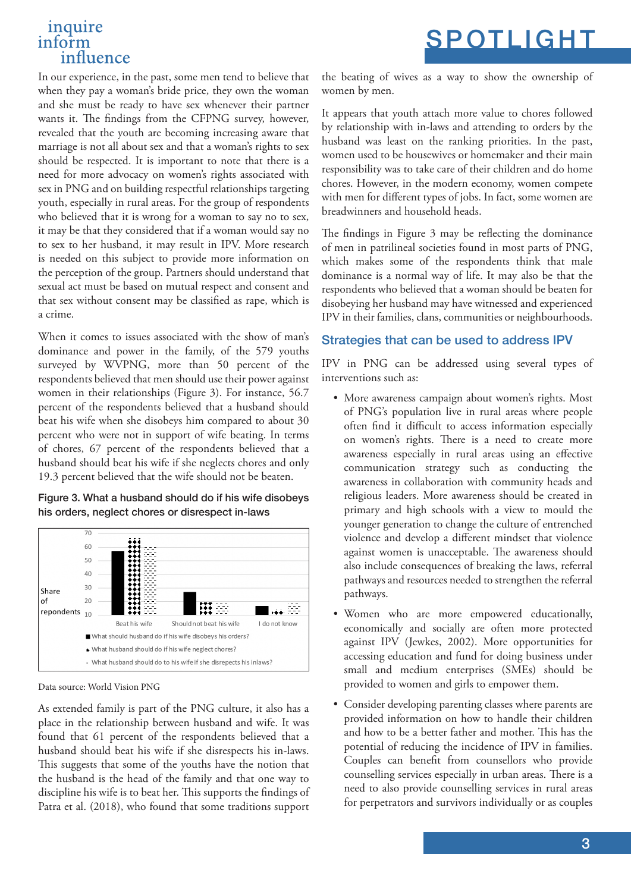In our experience, in the past, some men tend to believe that when they pay a woman's bride price, they own the woman and she must be ready to have sex whenever their partner wants it. The findings from the CFPNG survey, however, revealed that the youth are becoming increasing aware that marriage is not all about sex and that a woman's rights to sex should be respected. It is important to note that there is a need for more advocacy on women's rights associated with sex in PNG and on building respectful relationships targeting youth, especially in rural areas. For the group of respondents who believed that it is wrong for a woman to say no to sex, it may be that they considered that if a woman would say no to sex to her husband, it may result in IPV. More research is needed on this subject to provide more information on the perception of the group. Partners should understand that sexual act must be based on mutual respect and consent and that sex without consent may be classified as rape, which is a crime.

When it comes to issues associated with the show of man's dominance and power in the family, of the 579 youths surveyed by WVPNG, more than 50 percent of the respondents believed that men should use their power against women in their relationships (Figure 3). For instance, 56.7 percent of the respondents believed that a husband should beat his wife when she disobeys him compared to about 30 percent who were not in support of wife beating. In terms of chores, 67 percent of the respondents believed that a husband should beat his wife if she neglects chores and only 19.3 percent believed that the wife should not be beaten.

**Figure 3. What a husband should do if his wife disobeys his orders, neglect chores or disrespect in-laws**

Share of respondents

| | Beat his wife | Should not beat his wife | I do not know |
|---|---|---|---|
| What should husband do if his wife disobeys his orders? | | | |
| What husband should do if his wife neglect chores? | | | |
| What husband should do to his wife if she disrespects his inlaws? | | | |

Data source: World Vision PNG

As extended family is part of the PNG culture, it also has a place in the relationship between husband and wife. It was found that 61 percent of the respondents believed that a husband should beat his wife if she disrespects his in-laws. This suggests that some of the youths have the notion that the husband is the head of the family and that one way to discipline his wife is to beat her. This supports the findings of Patra et al. (2018), who found that some traditions support the beating of wives as a way to show the ownership of women by men.

It appears that youth attach more value to chores followed by relationship with in-laws and attending to orders by the husband was least on the ranking priorities. In the past, women used to be housewives or homemaker and their main responsibility was to take care of their children and do home chores. However, in the modern economy, women compete with men for different types of jobs. In fact, some women are breadwinners and household heads.

The findings in Figure 3 may be reflecting the dominance of men in patrilineal societies found in most parts of PNG, which makes some of the respondents think that male dominance is a normal way of life. It may also be that the respondents who believed that a woman should be beaten for disobeying her husband may have witnessed and experienced IPV in their families, clans, communities or neighbourhoods.

## Strategies that can be used to address IPV

IPV in PNG can be addressed using several types of interventions such as:

- More awareness campaign about women's rights. Most of PNG's population live in rural areas where people often find it difficult to access information especially on women's rights. There is a need to create more awareness especially in rural areas using an effective communication strategy such as conducting the awareness in collaboration with community heads and religious leaders. More awareness should be created in primary and high schools with a view to mould the younger generation to change the culture of entrenched violence and develop a different mindset that violence against women is unacceptable. The awareness should also include consequences of breaking the laws, referral pathways and resources needed to strengthen the referral pathways.
- Women who are more empowered educationally, economically and socially are often more protected against IPV (Jewkes, 2002). More opportunities for accessing education and fund for doing business under small and medium enterprises (SMEs) should be provided to women and girls to empower them.
- Consider developing parenting classes where parents are provided information on how to handle their children and how to be a better father and mother. This has the potential of reducing the incidence of IPV in families. Couples can benefit from counsellors who provide counselling services especially in urban areas. There is a need to also provide counselling services in rural areas for perpetrators and survivors individually or as couples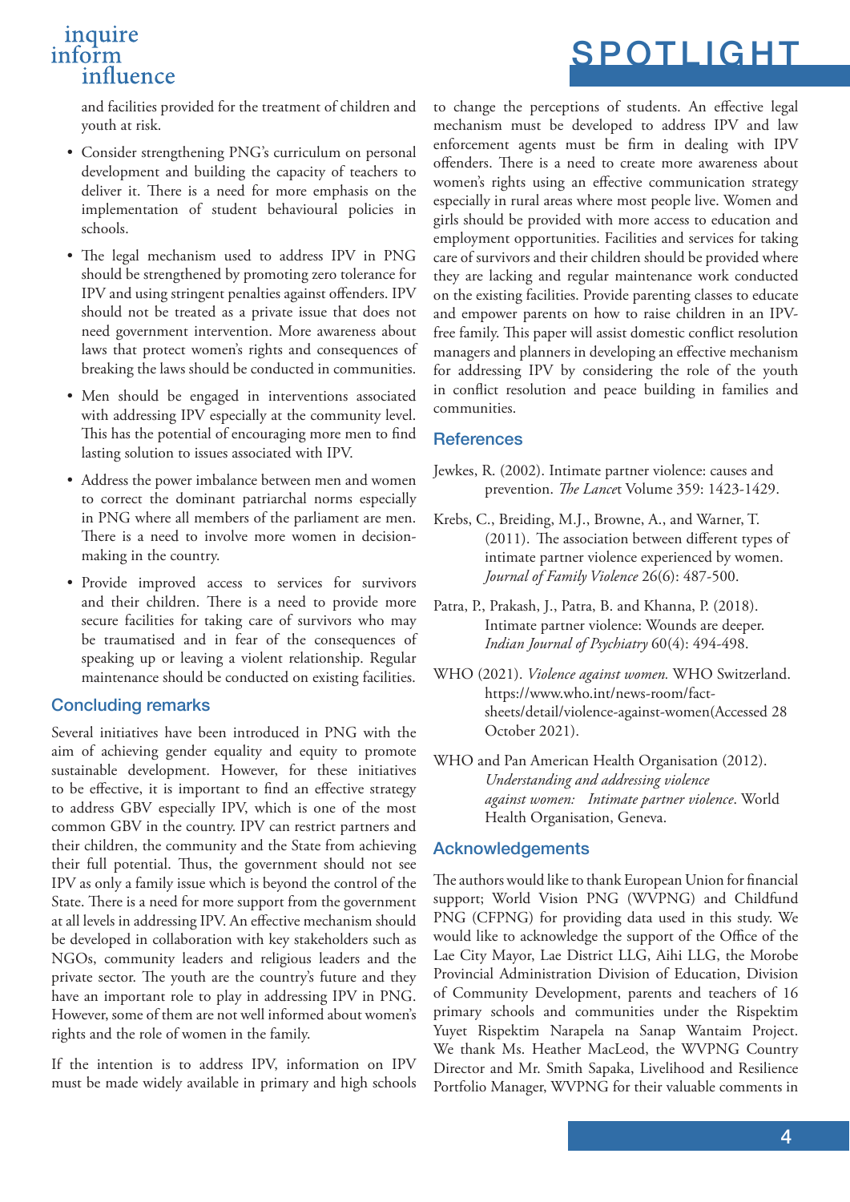and facilities provided for the treatment of children and youth at risk.

- Consider strengthening PNG's curriculum on personal development and building the capacity of teachers to deliver it. There is a need for more emphasis on the implementation of student behavioural policies in schools.
- The legal mechanism used to address IPV in PNG should be strengthened by promoting zero tolerance for IPV and using stringent penalties against offenders. IPV should not be treated as a private issue that does not need government intervention. More awareness about laws that protect women's rights and consequences of breaking the laws should be conducted in communities.
- Men should be engaged in interventions associated with addressing IPV especially at the community level. This has the potential of encouraging more men to find lasting solution to issues associated with IPV.
- Address the power imbalance between men and women to correct the dominant patriarchal norms especially in PNG where all members of the parliament are men. There is a need to involve more women in decision-making in the country.
- Provide improved access to services for survivors and their children. There is a need to provide more secure facilities for taking care of survivors who may be traumatised and in fear of the consequences of speaking up or leaving a violent relationship. Regular maintenance should be conducted on existing facilities.

## Concluding remarks

Several initiatives have been introduced in PNG with the aim of achieving gender equality and equity to promote sustainable development. However, for these initiatives to be effective, it is important to find an effective strategy to address GBV especially IPV, which is one of the most common GBV in the country. IPV can restrict partners and their children, the community and the State from achieving their full potential. Thus, the government should not see IPV as only a family issue which is beyond the control of the State. There is a need for more support from the government at all levels in addressing IPV. An effective mechanism should be developed in collaboration with key stakeholders such as NGOs, community leaders and religious leaders and the private sector. The youth are the country's future and they have an important role to play in addressing IPV in PNG. However, some of them are not well informed about women's rights and the role of women in the family.

If the intention is to address IPV, information on IPV must be made widely available in primary and high schools to change the perceptions of students. An effective legal mechanism must be developed to address IPV and law enforcement agents must be firm in dealing with IPV offenders. There is a need to create more awareness about women's rights using an effective communication strategy especially in rural areas where most people live. Women and girls should be provided with more access to education and employment opportunities. Facilities and services for taking care of survivors and their children should be provided where they are lacking and regular maintenance work conducted on the existing facilities. Provide parenting classes to educate and empower parents on how to raise children in an IPV-free family. This paper will assist domestic conflict resolution managers and planners in developing an effective mechanism for addressing IPV by considering the role of the youth in conflict resolution and peace building in families and communities.

## References

Jewkes, R. (2002). Intimate partner violence: causes and prevention. *The Lancet* Volume 359: 1423-1429.

Krebs, C., Breiding, M.J., Browne, A., and Warner, T. (2011). The association between different types of intimate partner violence experienced by women. *Journal of Family Violence* 26(6): 487-500.

Patra, P., Prakash, J., Patra, B. and Khanna, P. (2018). Intimate partner violence: Wounds are deeper. *Indian Journal of Psychiatry* 60(4): 494-498.

WHO (2021). *Violence against women.* WHO Switzerland. https://www.who.int/news-room/fact-sheets/detail/violence-against-women(Accessed 28 October 2021).

WHO and Pan American Health Organisation (2012). *Understanding and addressing violence against women: Intimate partner violence*. World Health Organisation, Geneva.

## Acknowledgements

The authors would like to thank European Union for financial support; World Vision PNG (WVPNG) and Childfund PNG (CFPNG) for providing data used in this study. We would like to acknowledge the support of the Office of the Lae City Mayor, Lae District LLG, Aihi LLG, the Morobe Provincial Administration Division of Education, Division of Community Development, parents and teachers of 16 primary schools and communities under the Rispektim Yuyet Rispektim Narapela na Sanap Wantaim Project. We thank Ms. Heather MacLeod, the WVPNG Country Director and Mr. Smith Sapaka, Livelihood and Resilience Portfolio Manager, WVPNG for their valuable comments in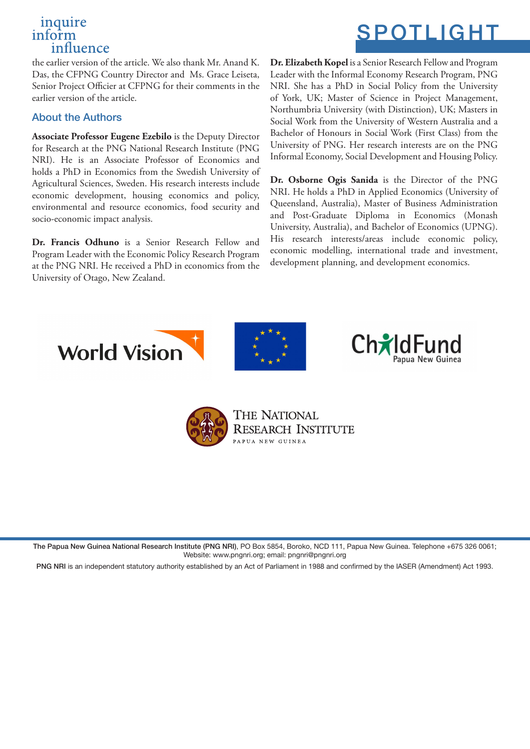the earlier version of the article. We also thank Mr. Anand K. Das, the CFPNG Country Director and Ms. Grace Leiseta, Senior Project Officer at CFPNG for their comments in the earlier version of the article.

## About the Authors

**Associate Professor Eugene Ezebilo** is the Deputy Director for Research at the PNG National Research Institute (PNG NRI). He is an Associate Professor of Economics and holds a PhD in Economics from the Swedish University of Agricultural Sciences, Sweden. His research interests include economic development, housing economics and policy, environmental and resource economics, food security and socio-economic impact analysis.

**Dr. Francis Odhuno** is a Senior Research Fellow and Program Leader with the Economic Policy Research Program at the PNG NRI. He received a PhD in economics from the University of Otago, New Zealand.

**Dr. Elizabeth Kopel** is a Senior Research Fellow and Program Leader with the Informal Economy Research Program, PNG NRI. She has a PhD in Social Policy from the University of York, UK; Master of Science in Project Management, Northumbria University (with Distinction), UK; Masters in Social Work from the University of Western Australia and a Bachelor of Honours in Social Work (First Class) from the University of PNG. Her research interests are on the PNG Informal Economy, Social Development and Housing Policy.

**Dr. Osborne Ogis Sanida** is the Director of the PNG NRI. He holds a PhD in Applied Economics (University of Queensland, Australia), Master of Business Administration and Post-Graduate Diploma in Economics (Monash University, Australia), and Bachelor of Economics (UPNG). His research interests/areas include economic policy, economic modelling, international trade and investment, development planning, and development economics.

World Vision

ChildFund Papua New Guinea

THE NATIONAL RESEARCH INSTITUTE PAPUA NEW GUINEA

**The Papua New Guinea National Research Institute (PNG NRI)**, PO Box 5854, Boroko, NCD 111, Papua New Guinea. Telephone +675 326 0061; Website: www.pngnri.org; email: pngnri@pngnri.org

**PNG NRI** is an independent statutory authority established by an Act of Parliament in 1988 and confirmed by the IASER (Amendment) Act 1993.